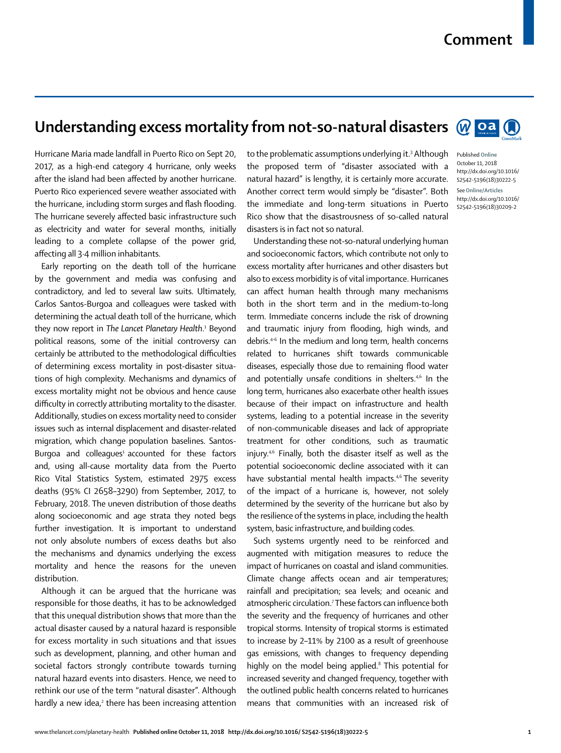# Understanding excess mortality from not-so-natural disasters

Published Online October 11, 2018 http://dx.doi.org/10.1016/S2542-5196(18)30222-5

See Online/Articles http://dx.doi.org/10.1016/S2542-5196(18)30209-2

Hurricane Maria made landfall in Puerto Rico on Sept 20, 2017, as a high-end category 4 hurricane, only weeks after the island had been affected by another hurricane. Puerto Rico experienced severe weather associated with the hurricane, including storm surges and flash flooding. The hurricane severely affected basic infrastructure such as electricity and water for several months, initially leading to a complete collapse of the power grid, affecting all 3·4 million inhabitants.

Early reporting on the death toll of the hurricane by the government and media was confusing and contradictory, and led to several law suits. Ultimately, Carlos Santos-Burgoa and colleagues were tasked with determining the actual death toll of the hurricane, which they now report in *The Lancet Planetary Health*.[1] Beyond political reasons, some of the initial controversy can certainly be attributed to the methodological difficulties of determining excess mortality in post-disaster situations of high complexity. Mechanisms and dynamics of excess mortality might not be obvious and hence cause difficulty in correctly attributing mortality to the disaster. Additionally, studies on excess mortality need to consider issues such as internal displacement and disaster-related migration, which change population baselines. Santos-Burgoa and colleagues[1] accounted for these factors and, using all-cause mortality data from the Puerto Rico Vital Statistics System, estimated 2975 excess deaths (95% CI 2658–3290) from September, 2017, to February, 2018. The uneven distribution of those deaths along socioeconomic and age strata they noted begs further investigation. It is important to understand not only absolute numbers of excess deaths but also the mechanisms and dynamics underlying the excess mortality and hence the reasons for the uneven distribution.

Although it can be argued that the hurricane was responsible for those deaths, it has to be acknowledged that this unequal distribution shows that more than the actual disaster caused by a natural hazard is responsible for excess mortality in such situations and that issues such as development, planning, and other human and societal factors strongly contribute towards turning natural hazard events into disasters. Hence, we need to rethink our use of the term "natural disaster". Although hardly a new idea,[2] there has been increasing attention to the problematic assumptions underlying it.[3] Although the proposed term of "disaster associated with a natural hazard" is lengthy, it is certainly more accurate. Another correct term would simply be "disaster". Both the immediate and long-term situations in Puerto Rico show that the disastrousness of so-called natural disasters is in fact not so natural.

Understanding these not-so-natural underlying human and socioeconomic factors, which contribute not only to excess mortality after hurricanes and other disasters but also to excess morbidity is of vital importance. Hurricanes can affect human health through many mechanisms both in the short term and in the medium-to-long term. Immediate concerns include the risk of drowning and traumatic injury from flooding, high winds, and debris.[4–6] In the medium and long term, health concerns related to hurricanes shift towards communicable diseases, especially those due to remaining flood water and potentially unsafe conditions in shelters.[4,6] In the long term, hurricanes also exacerbate other health issues because of their impact on infrastructure and health systems, leading to a potential increase in the severity of non-communicable diseases and lack of appropriate treatment for other conditions, such as traumatic injury.[4,6] Finally, both the disaster itself as well as the potential socioeconomic decline associated with it can have substantial mental health impacts.[4,6] The severity of the impact of a hurricane is, however, not solely determined by the severity of the hurricane but also by the resilience of the systems in place, including the health system, basic infrastructure, and building codes.

Such systems urgently need to be reinforced and augmented with mitigation measures to reduce the impact of hurricanes on coastal and island communities. Climate change affects ocean and air temperatures; rainfall and precipitation; sea levels; and oceanic and atmospheric circulation.[7] These factors can influence both the severity and the frequency of hurricanes and other tropical storms. Intensity of tropical storms is estimated to increase by 2–11% by 2100 as a result of greenhouse gas emissions, with changes to frequency depending highly on the model being applied.[8] This potential for increased severity and changed frequency, together with the outlined public health concerns related to hurricanes means that communities with an increased risk of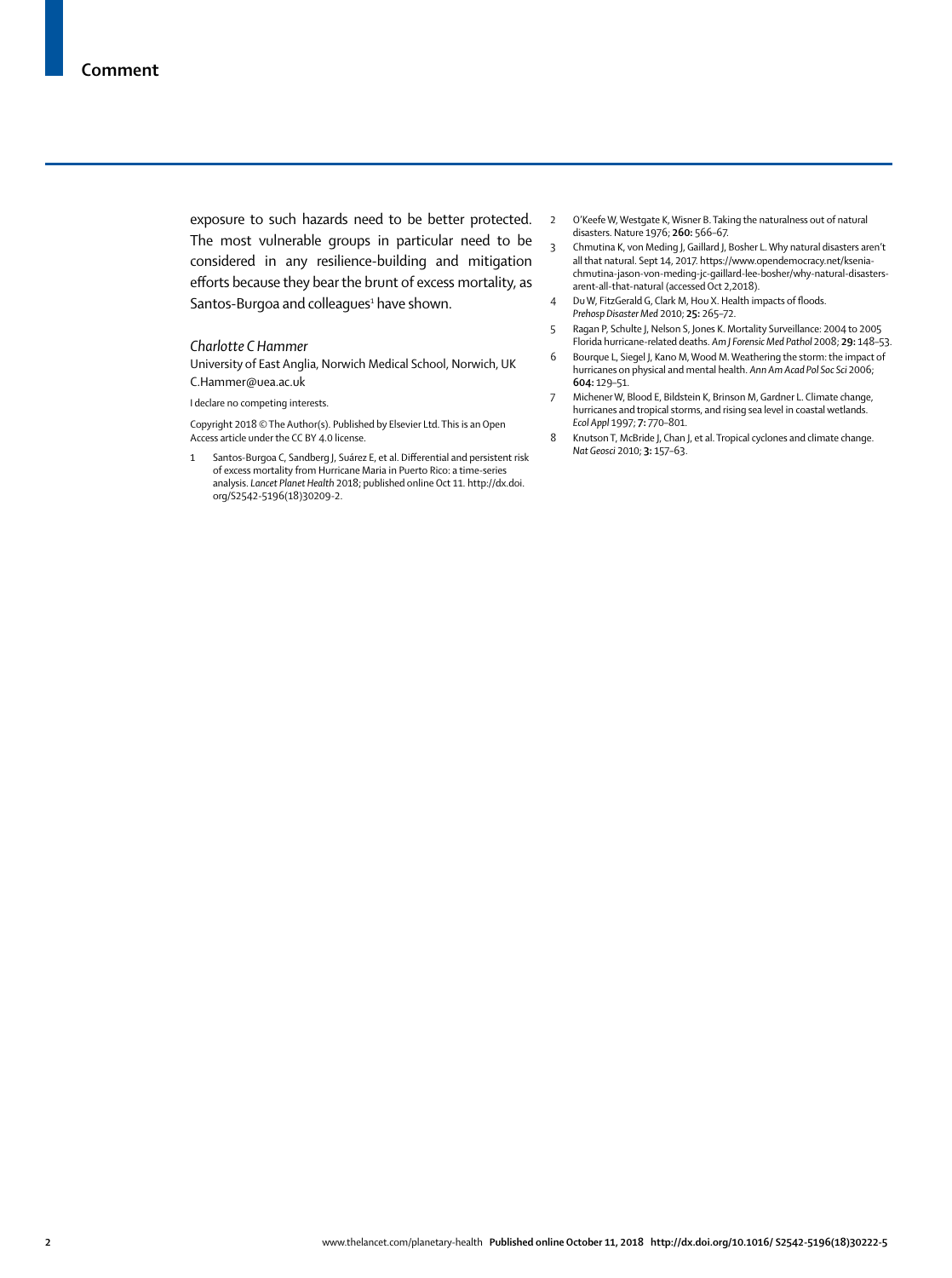exposure to such hazards need to be better protected. The most vulnerable groups in particular need to be considered in any resilience-building and mitigation efforts because they bear the brunt of excess mortality, as Santos-Burgoa and colleagues[1] have shown.

*Charlotte C Hammer*

University of East Anglia, Norwich Medical School, Norwich, UK
C.Hammer@uea.ac.uk

I declare no competing interests.

Copyright 2018 © The Author(s). Published by Elsevier Ltd. This is an Open Access article under the CC BY 4.0 license.

1. Santos-Burgoa C, Sandberg J, Suárez E, et al. Differential and persistent risk of excess mortality from Hurricane Maria in Puerto Rico: a time-series analysis. *Lancet Planet Health* 2018; published online Oct 11. http://dx.doi.org/S2542-5196(18)30209-2.
2. O'Keefe W, Westgate K, Wisner B. Taking the naturalness out of natural disasters. Nature 1976; **260:** 566–67.
3. Chmutina K, von Meding J, Gaillard J, Bosher L. Why natural disasters aren't all that natural. Sept 14, 2017. https://www.opendemocracy.net/ksenia-chmutina-jason-von-meding-jc-gaillard-lee-bosher/why-natural-disasters-arent-all-that-natural (accessed Oct 2,2018).
4. Du W, FitzGerald G, Clark M, Hou X. Health impacts of floods. *Prehosp Disaster Med* 2010; **25:** 265–72.
5. Ragan P, Schulte J, Nelson S, Jones K. Mortality Surveillance: 2004 to 2005 Florida hurricane-related deaths. *Am J Forensic Med Pathol* 2008; **29:** 148–53.
6. Bourque L, Siegel J, Kano M, Wood M. Weathering the storm: the impact of hurricanes on physical and mental health. *Ann Am Acad Pol Soc Sci* 2006; **604:** 129–51.
7. Michener W, Blood E, Bildstein K, Brinson M, Gardner L. Climate change, hurricanes and tropical storms, and rising sea level in coastal wetlands. *Ecol Appl* 1997; **7:** 770–801.
8. Knutson T, McBride J, Chan J, et al. Tropical cyclones and climate change. *Nat Geosci* 2010; **3:** 157–63.